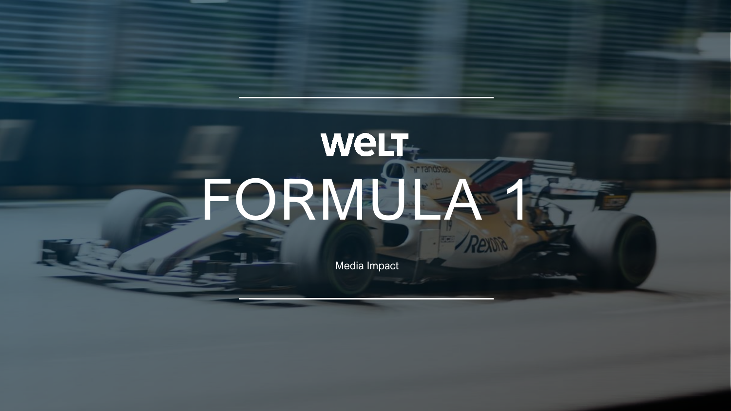WELT

# FORMULA 1

Media Impact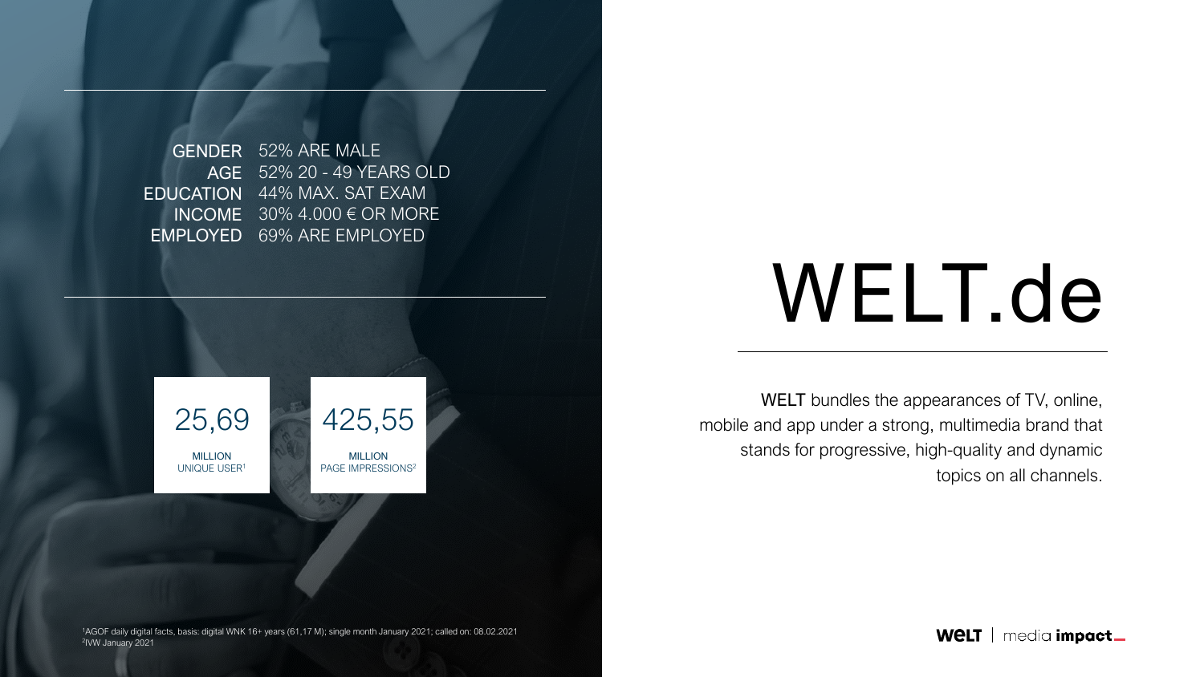# WELT.de

**WELT** bundles the appearances of TV, online, mobile and app under a strong, multimedia brand that stands for progressive, high-quality and dynamic topics on all channels.

| | |
|---|---|
| GENDER | 52% ARE MALE |
| AGE | 52% 20 - 49 YEARS OLD |
| EDUCATION | 44% MAX. SAT EXAM |
| INCOME | 30% 4.000 € OR MORE |
| EMPLOYED | 69% ARE EMPLOYED |

**25,69** MILLION UNIQUE USER[1]

**425,55** MILLION PAGE IMPRESSIONS[2]

[1]AGOF daily digital facts, basis: digital WNK 16+ years (61,17 M); single month January 2021; called on: 08.02.2021
[2]IVW January 2021

WELT | media impact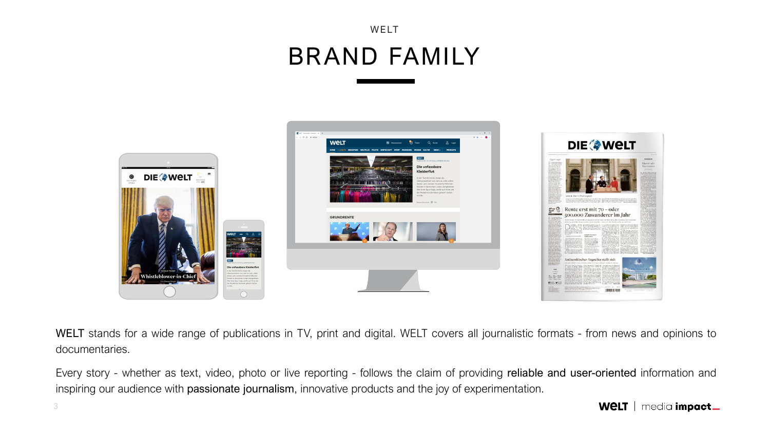WELT

# BRAND FAMILY

WELT stands for a wide range of publications in TV, print and digital. WELT covers all journalistic formats - from news and opinions to documentaries.

Every story - whether as text, video, photo or live reporting - follows the claim of providing reliable and user-oriented information and inspiring our audience with passionate journalism, innovative products and the joy of experimentation.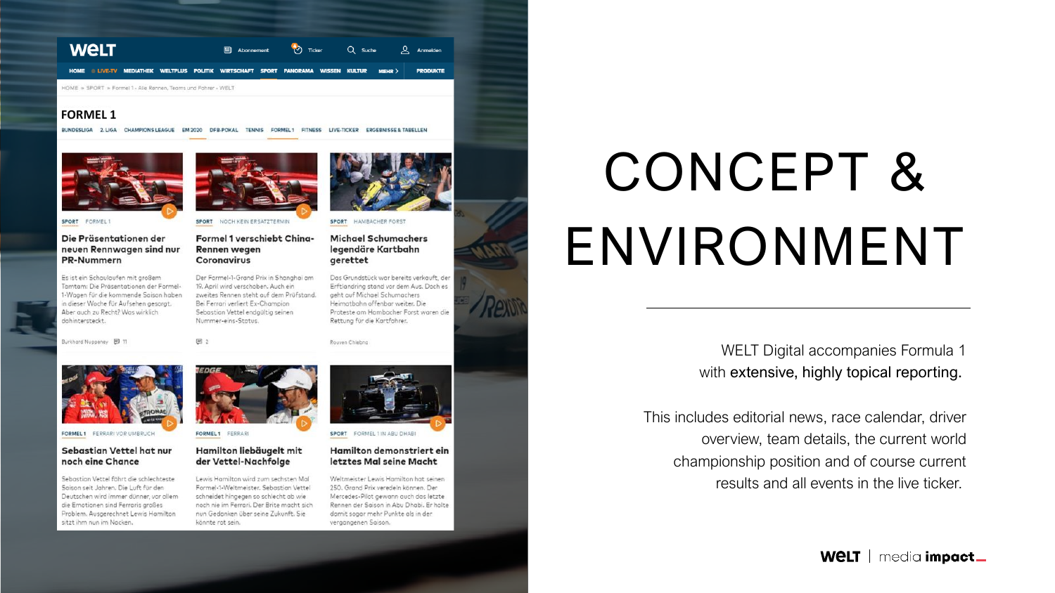# CONCEPT & ENVIRONMENT

WELT Digital accompanies Formula 1 with **extensive, highly topical reporting.**

This includes editorial news, race calendar, driver overview, team details, the current world championship position and of course current results and all events in the live ticker.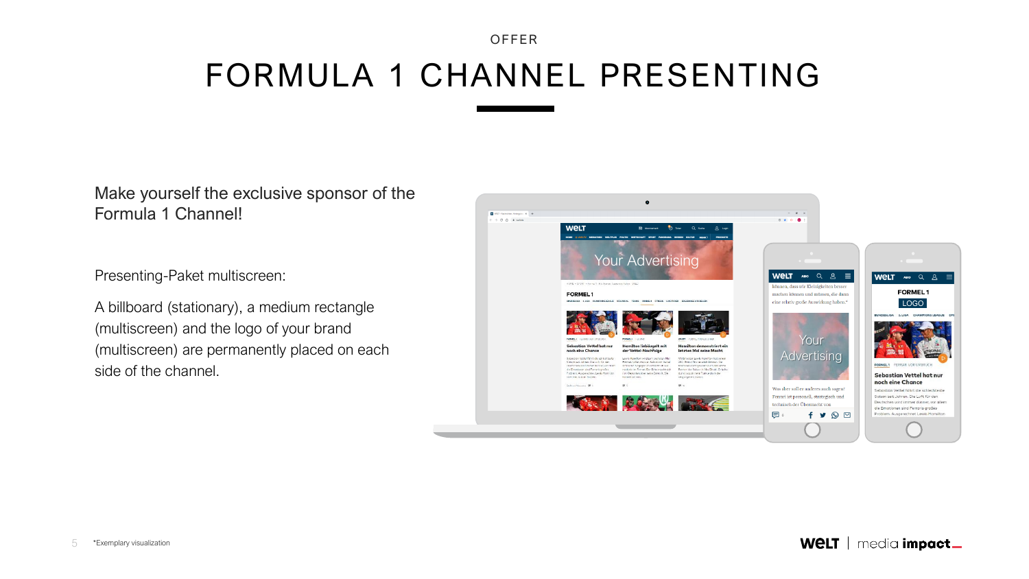OFFER

# FORMULA 1 CHANNEL PRESENTING

Make yourself the exclusive sponsor of the Formula 1 Channel!

Presenting-Paket multiscreen:

A billboard (stationary), a medium rectangle (multiscreen) and the logo of your brand (multiscreen) are permanently placed on each side of the channel.

*Exemplary visualization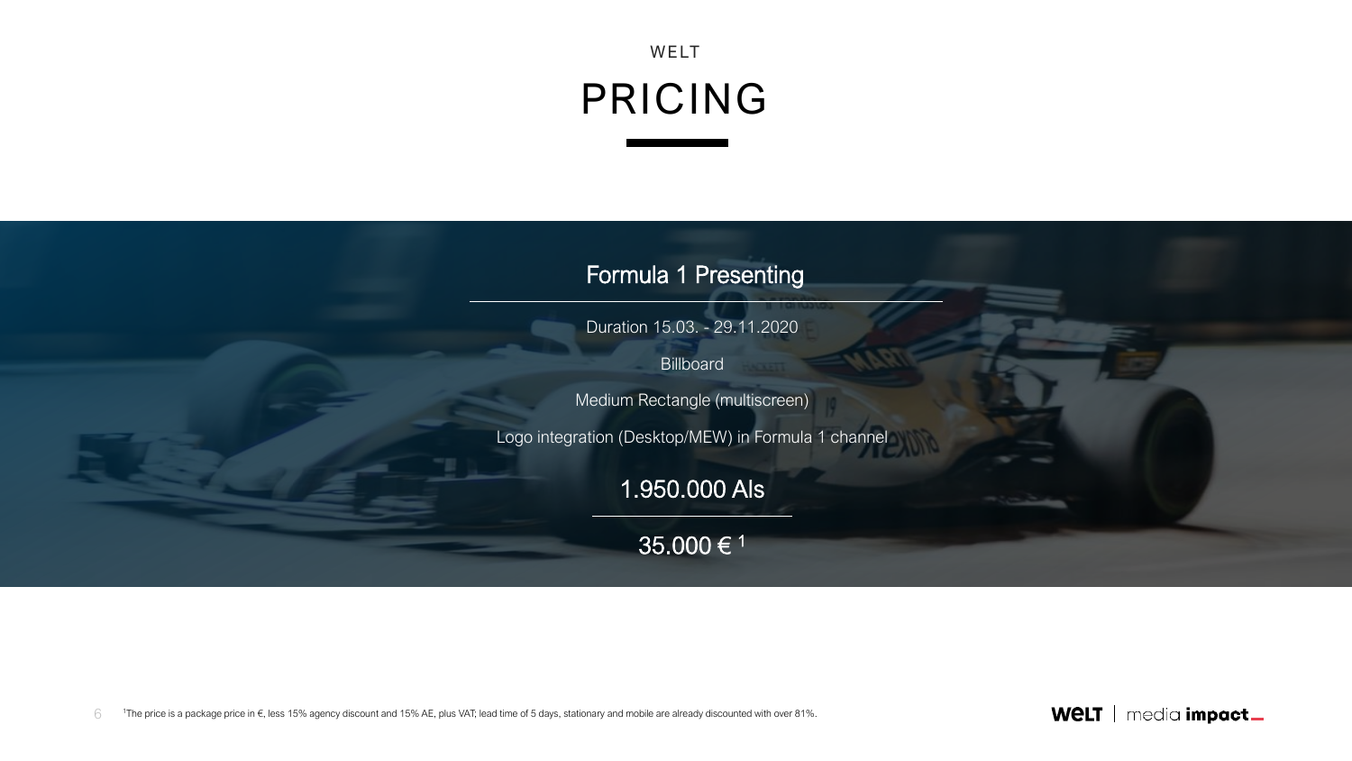WELT

# PRICING

## Formula 1 Presenting

Duration 15.03. - 29.11.2020

Billboard

Medium Rectangle (multiscreen)

Logo integration (Desktop/MEW) in Formula 1 channel

**1.950.000 AIs**

**35.000 € [1]**

[1]The price is a package price in €, less 15% agency discount and 15% AE, plus VAT; lead time of 5 days, stationary and mobile are already discounted with over 81%.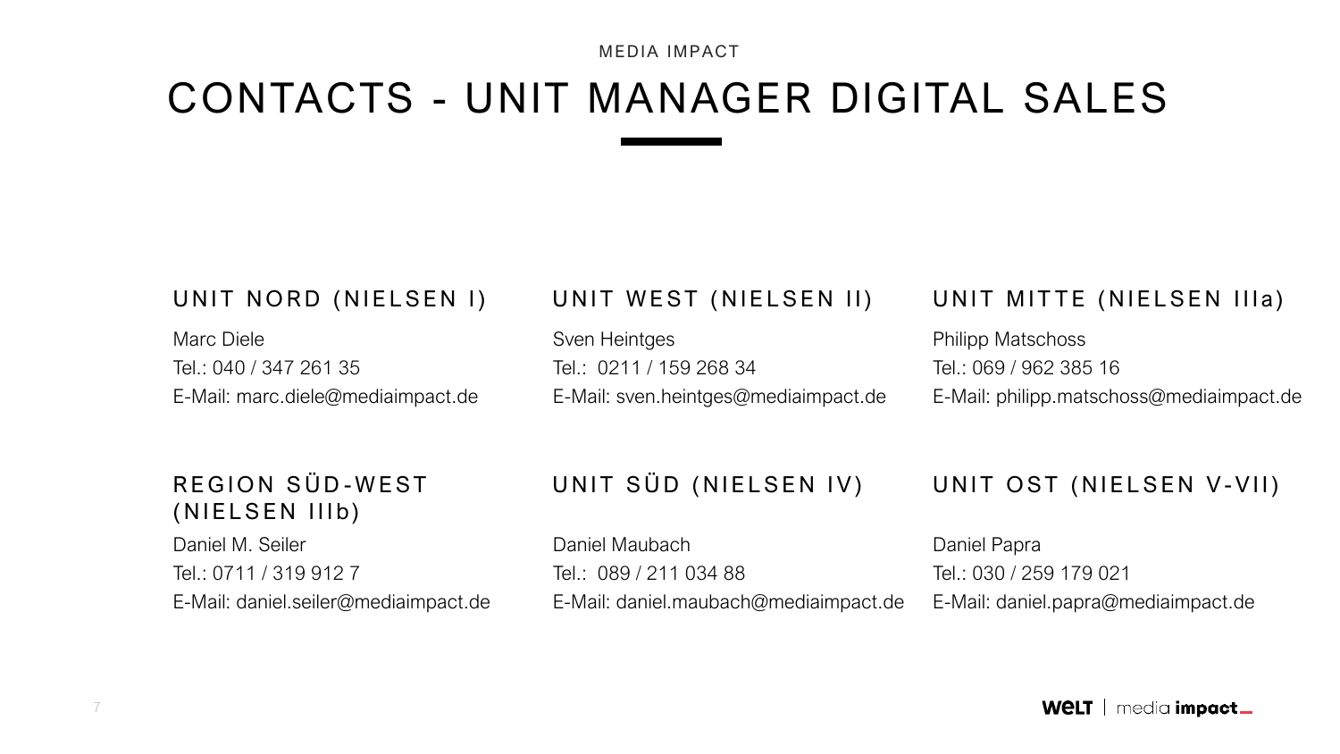MEDIA IMPACT

# CONTACTS - UNIT MANAGER DIGITAL SALES

### UNIT NORD (NIELSEN I)

Marc Diele
Tel.: 040 / 347 261 35
E-Mail: marc.diele@mediaimpact.de

### UNIT WEST (NIELSEN II)

Sven Heintges
Tel.: 0211 / 159 268 34
E-Mail: sven.heintges@mediaimpact.de

### UNIT MITTE (NIELSEN IIIa)

Philipp Matschoss
Tel.: 069 / 962 385 16
E-Mail: philipp.matschoss@mediaimpact.de

### REGION SÜD-WEST (NIELSEN IIIb)

Daniel M. Seiler
Tel.: 0711 / 319 912 7
E-Mail: daniel.seiler@mediaimpact.de

### UNIT SÜD (NIELSEN IV)

Daniel Maubach
Tel.: 089 / 211 034 88
E-Mail: daniel.maubach@mediaimpact.de

### UNIT OST (NIELSEN V-VII)

Daniel Papra
Tel.: 030 / 259 179 021
E-Mail: daniel.papra@mediaimpact.de

WELT | media impact